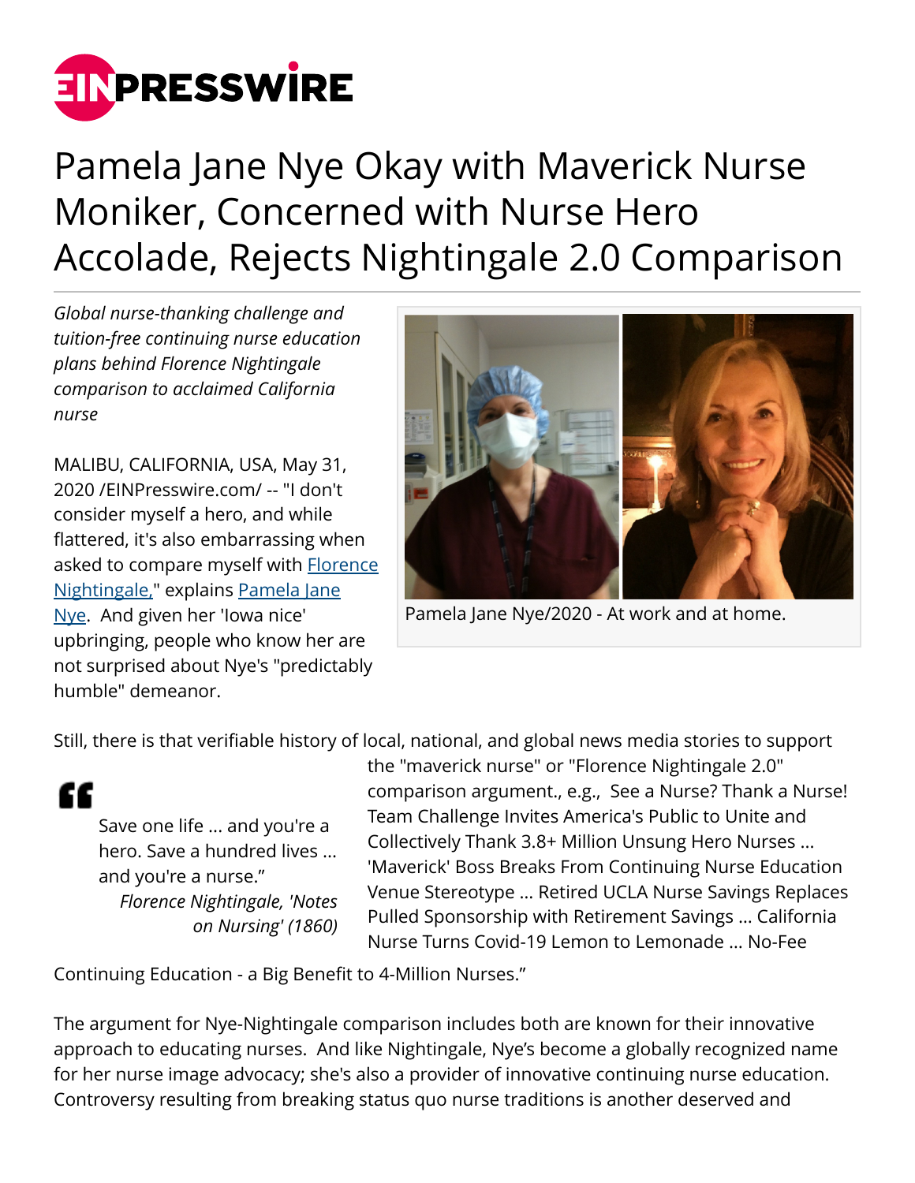# Pamela Jane Nye Okay with Maverick Nurse Moniker, Concerned with Nurse Hero Accolade, Rejects Nightingale 2.0 Comparison

*Global nurse-thanking challenge and tuition-free continuing nurse education plans behind Florence Nightingale comparison to acclaimed California nurse*

Pamela Jane Nye/2020 - At work and at home.

MALIBU, CALIFORNIA, USA, May 31, 2020 /EINPresswire.com/ -- "I don't consider myself a hero, and while flattered, it's also embarrassing when asked to compare myself with Florence Nightingale," explains Pamela Jane Nye. And given her 'Iowa nice' upbringing, people who know her are not surprised about Nye's "predictably humble" demeanor.

> Save one life ... and you're a hero. Save a hundred lives ... and you're a nurse."
>
> *Florence Nightingale, 'Notes on Nursing' (1860)*

Still, there is that verifiable history of local, national, and global news media stories to support the "maverick nurse" or "Florence Nightingale 2.0" comparison argument., e.g., See a Nurse? Thank a Nurse! Team Challenge Invites America's Public to Unite and Collectively Thank 3.8+ Million Unsung Hero Nurses ... 'Maverick' Boss Breaks From Continuing Nurse Education Venue Stereotype ... Retired UCLA Nurse Savings Replaces Pulled Sponsorship with Retirement Savings ... California Nurse Turns Covid-19 Lemon to Lemonade ... No-Fee Continuing Education - a Big Benefit to 4-Million Nurses."

The argument for Nye-Nightingale comparison includes both are known for their innovative approach to educating nurses. And like Nightingale, Nye's become a globally recognized name for her nurse image advocacy; she's also a provider of innovative continuing nurse education. Controversy resulting from breaking status quo nurse traditions is another deserved and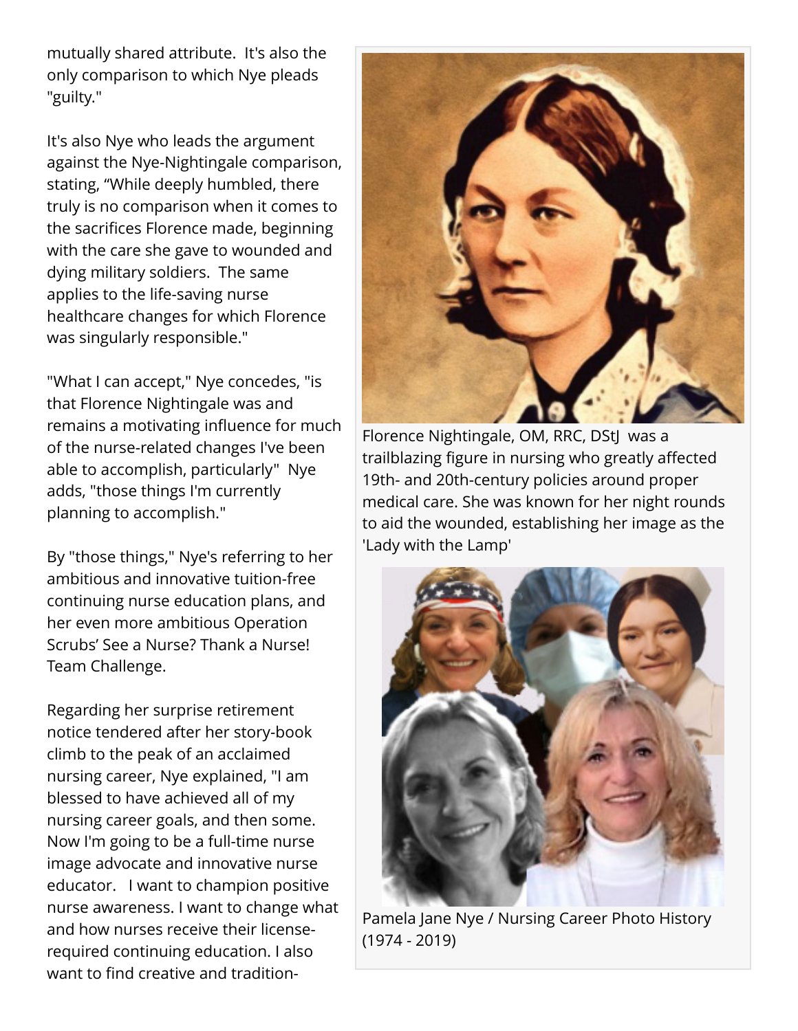mutually shared attribute. It's also the only comparison to which Nye pleads "guilty."

It's also Nye who leads the argument against the Nye-Nightingale comparison, stating, “While deeply humbled, there truly is no comparison when it comes to the sacrifices Florence made, beginning with the care she gave to wounded and dying military soldiers. The same applies to the life-saving nurse healthcare changes for which Florence was singularly responsible."

"What I can accept," Nye concedes, "is that Florence Nightingale was and remains a motivating influence for much of the nurse-related changes I've been able to accomplish, particularly" Nye adds, "those things I'm currently planning to accomplish."

By "those things," Nye's referring to her ambitious and innovative tuition-free continuing nurse education plans, and her even more ambitious Operation Scrubs' See a Nurse? Thank a Nurse! Team Challenge.

Regarding her surprise retirement notice tendered after her story-book climb to the peak of an acclaimed nursing career, Nye explained, "I am blessed to have achieved all of my nursing career goals, and then some. Now I'm going to be a full-time nurse image advocate and innovative nurse educator. I want to champion positive nurse awareness. I want to change what and how nurses receive their license-required continuing education. I also want to find creative and tradition-

Florence Nightingale, OM, RRC, DStJ was a trailblazing figure in nursing who greatly affected 19th- and 20th-century policies around proper medical care. She was known for her night rounds to aid the wounded, establishing her image as the 'Lady with the Lamp'

Pamela Jane Nye / Nursing Career Photo History (1974 - 2019)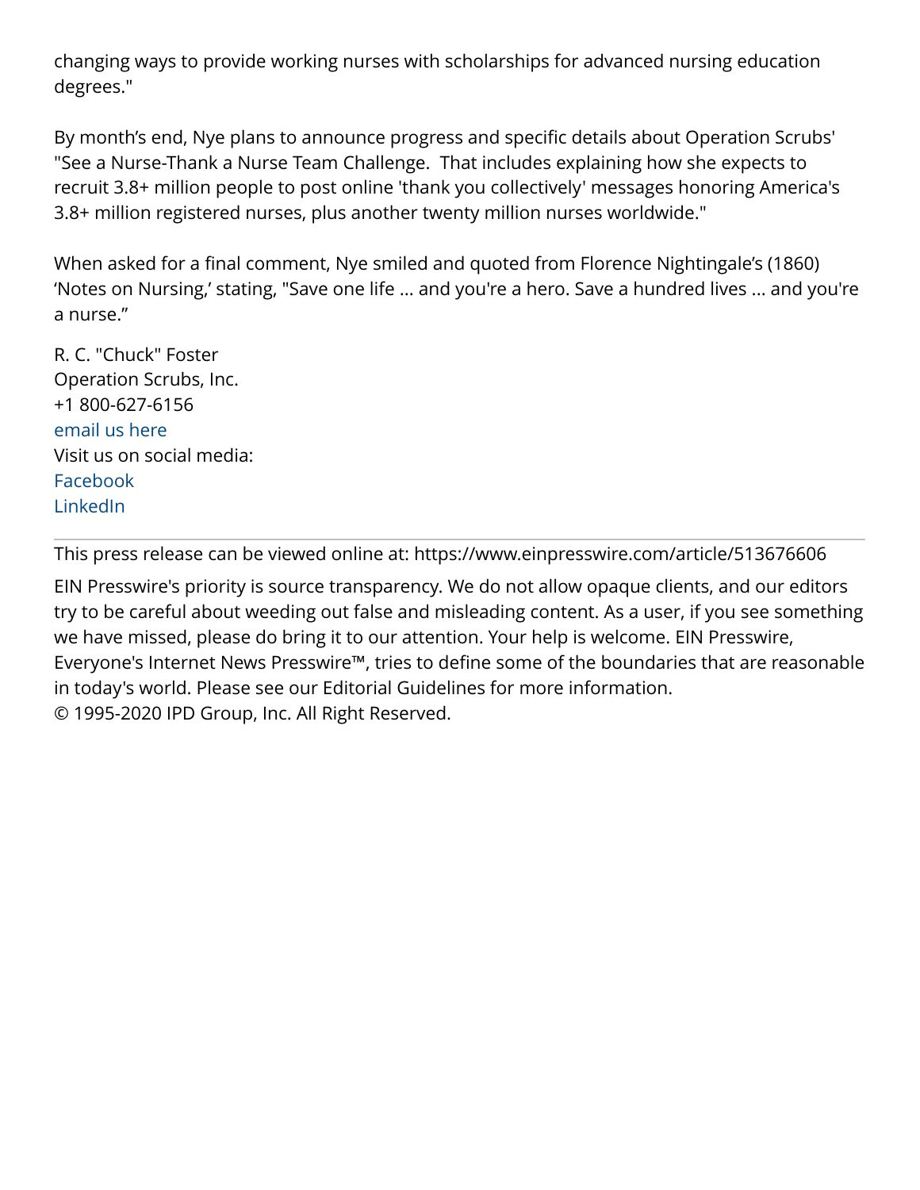changing ways to provide working nurses with scholarships for advanced nursing education degrees."

By month's end, Nye plans to announce progress and specific details about Operation Scrubs' "See a Nurse-Thank a Nurse Team Challenge. That includes explaining how she expects to recruit 3.8+ million people to post online 'thank you collectively' messages honoring America's 3.8+ million registered nurses, plus another twenty million nurses worldwide."

When asked for a final comment, Nye smiled and quoted from Florence Nightingale's (1860) 'Notes on Nursing,' stating, "Save one life ... and you're a hero. Save a hundred lives ... and you're a nurse."

R. C. "Chuck" Foster
Operation Scrubs, Inc.
+1 800-627-6156
email us here
Visit us on social media:
Facebook
LinkedIn

---

This press release can be viewed online at: https://www.einpresswire.com/article/513676606

EIN Presswire's priority is source transparency. We do not allow opaque clients, and our editors try to be careful about weeding out false and misleading content. As a user, if you see something we have missed, please do bring it to our attention. Your help is welcome. EIN Presswire, Everyone's Internet News Presswire™, tries to define some of the boundaries that are reasonable in today's world. Please see our Editorial Guidelines for more information.
© 1995-2020 IPD Group, Inc. All Right Reserved.